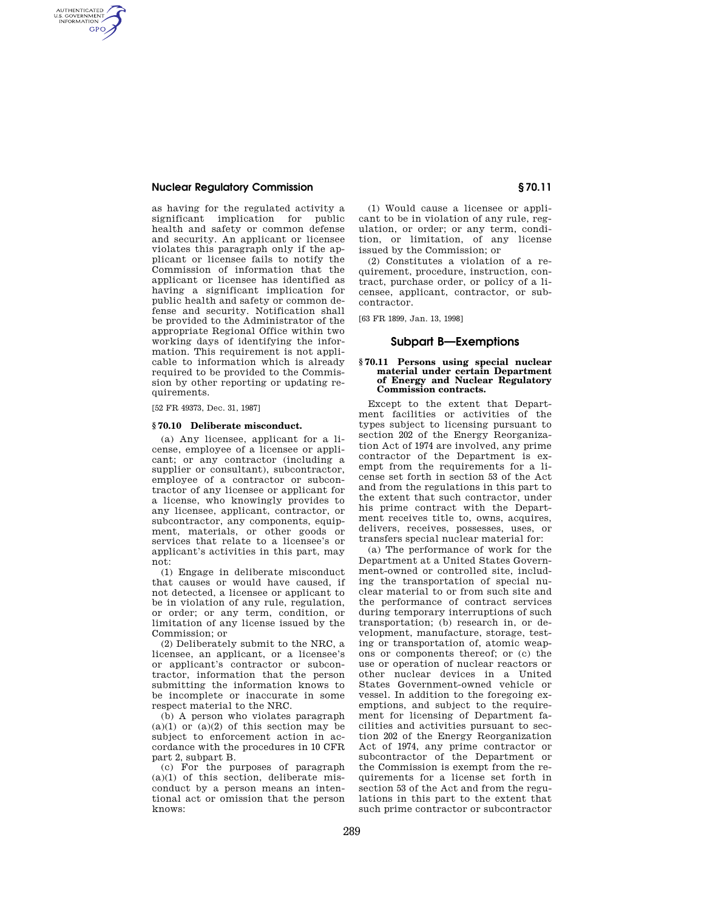as having for the regulated activity a significant implication for public health and safety or common defense and security. An applicant or licensee violates this paragraph only if the applicant or licensee fails to notify the Commission of information that the applicant or licensee has identified as having a significant implication for public health and safety or common defense and security. Notification shall be provided to the Administrator of the appropriate Regional Office within two working days of identifying the information. This requirement is not applicable to information which is already required to be provided to the Commission by other reporting or updating requirements.

[52 FR 49373, Dec. 31, 1987]

### § 70.10 Deliberate misconduct.

(a) Any licensee, applicant for a license, employee of a licensee or applicant; or any contractor (including a supplier or consultant), subcontractor, employee of a contractor or subcontractor of any licensee or applicant for a license, who knowingly provides to any licensee, applicant, contractor, or subcontractor, any components, equipment, materials, or other goods or services that relate to a licensee's or applicant's activities in this part, may not:

(1) Engage in deliberate misconduct that causes or would have caused, if not detected, a licensee or applicant to be in violation of any rule, regulation, or order; or any term, condition, or limitation of any license issued by the Commission; or

(2) Deliberately submit to the NRC, a licensee, an applicant, or a licensee's or applicant's contractor or subcontractor, information that the person submitting the information knows to be incomplete or inaccurate in some respect material to the NRC.

(b) A person who violates paragraph (a)(1) or (a)(2) of this section may be subject to enforcement action in accordance with the procedures in 10 CFR part 2, subpart B.

(c) For the purposes of paragraph (a)(1) of this section, deliberate misconduct by a person means an intentional act or omission that the person knows:

(1) Would cause a licensee or applicant to be in violation of any rule, regulation, or order; or any term, condition, or limitation, of any license issued by the Commission; or

(2) Constitutes a violation of a requirement, procedure, instruction, contract, purchase order, or policy of a licensee, applicant, contractor, or subcontractor.

[63 FR 1899, Jan. 13, 1998]

## Subpart B—Exemptions

### § 70.11 Persons using special nuclear material under certain Department of Energy and Nuclear Regulatory Commission contracts.

Except to the extent that Department facilities or activities of the types subject to licensing pursuant to section 202 of the Energy Reorganization Act of 1974 are involved, any prime contractor of the Department is exempt from the requirements for a license set forth in section 53 of the Act and from the regulations in this part to the extent that such contractor, under his prime contract with the Department receives title to, owns, acquires, delivers, receives, possesses, uses, or transfers special nuclear material for:

(a) The performance of work for the Department at a United States Government-owned or controlled site, including the transportation of special nuclear material to or from such site and the performance of contract services during temporary interruptions of such transportation; (b) research in, or development, manufacture, storage, testing or transportation of, atomic weapons or components thereof; or (c) the use or operation of nuclear reactors or other nuclear devices in a United States Government-owned vehicle or vessel. In addition to the foregoing exemptions, and subject to the requirement for licensing of Department facilities and activities pursuant to section 202 of the Energy Reorganization Act of 1974, any prime contractor or subcontractor of the Department or the Commission is exempt from the requirements for a license set forth in section 53 of the Act and from the regulations in this part to the extent that such prime contractor or subcontractor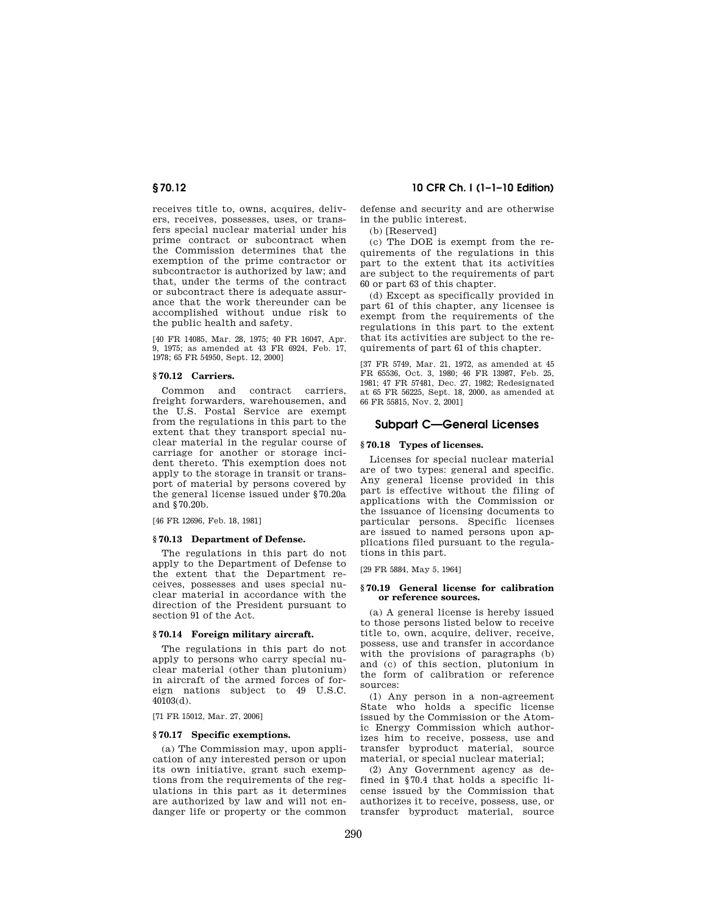receives title to, owns, acquires, delivers, receives, possesses, uses, or transfers special nuclear material under his prime contract or subcontract when the Commission determines that the exemption of the prime contractor or subcontractor is authorized by law; and that, under the terms of the contract or subcontract there is adequate assurance that the work thereunder can be accomplished without undue risk to the public health and safety.

[40 FR 14085, Mar. 28, 1975; 40 FR 16047, Apr. 9, 1975; as amended at 43 FR 6924, Feb. 17, 1978; 65 FR 54950, Sept. 12, 2000]

### § 70.12 Carriers.

Common and contract carriers, freight forwarders, warehousemen, and the U.S. Postal Service are exempt from the regulations in this part to the extent that they transport special nuclear material in the regular course of carriage for another or storage incident thereto. This exemption does not apply to the storage in transit or transport of material by persons covered by the general license issued under §70.20a and §70.20b.

[46 FR 12696, Feb. 18, 1981]

### § 70.13 Department of Defense.

The regulations in this part do not apply to the Department of Defense to the extent that the Department receives, possesses and uses special nuclear material in accordance with the direction of the President pursuant to section 91 of the Act.

### § 70.14 Foreign military aircraft.

The regulations in this part do not apply to persons who carry special nuclear material (other than plutonium) in aircraft of the armed forces of foreign nations subject to 49 U.S.C. 40103(d).

[71 FR 15012, Mar. 27, 2006]

### § 70.17 Specific exemptions.

(a) The Commission may, upon application of any interested person or upon its own initiative, grant such exemptions from the requirements of the regulations in this part as it determines are authorized by law and will not endanger life or property or the common defense and security and are otherwise in the public interest.

(b) [Reserved]

(c) The DOE is exempt from the requirements of the regulations in this part to the extent that its activities are subject to the requirements of part 60 or part 63 of this chapter.

(d) Except as specifically provided in part 61 of this chapter, any licensee is exempt from the requirements of the regulations in this part to the extent that its activities are subject to the requirements of part 61 of this chapter.

[37 FR 5749, Mar. 21, 1972, as amended at 45 FR 65536, Oct. 3, 1980; 46 FR 13987, Feb. 25, 1981; 47 FR 57481, Dec. 27, 1982; Redesignated at 65 FR 56225, Sept. 18, 2000, as amended at 66 FR 55815, Nov. 2, 2001]

## Subpart C—General Licenses

### § 70.18 Types of licenses.

Licenses for special nuclear material are of two types: general and specific. Any general license provided in this part is effective without the filing of applications with the Commission or the issuance of licensing documents to particular persons. Specific licenses are issued to named persons upon applications filed pursuant to the regulations in this part.

[29 FR 5884, May 5, 1964]

### § 70.19 General license for calibration or reference sources.

(a) A general license is hereby issued to those persons listed below to receive title to, own, acquire, deliver, receive, possess, use and transfer in accordance with the provisions of paragraphs (b) and (c) of this section, plutonium in the form of calibration or reference sources:

(1) Any person in a non-agreement State who holds a specific license issued by the Commission or the Atomic Energy Commission which authorizes him to receive, possess, use and transfer byproduct material, source material, or special nuclear material;

(2) Any Government agency as defined in §70.4 that holds a specific license issued by the Commission that authorizes it to receive, possess, use, or transfer byproduct material, source